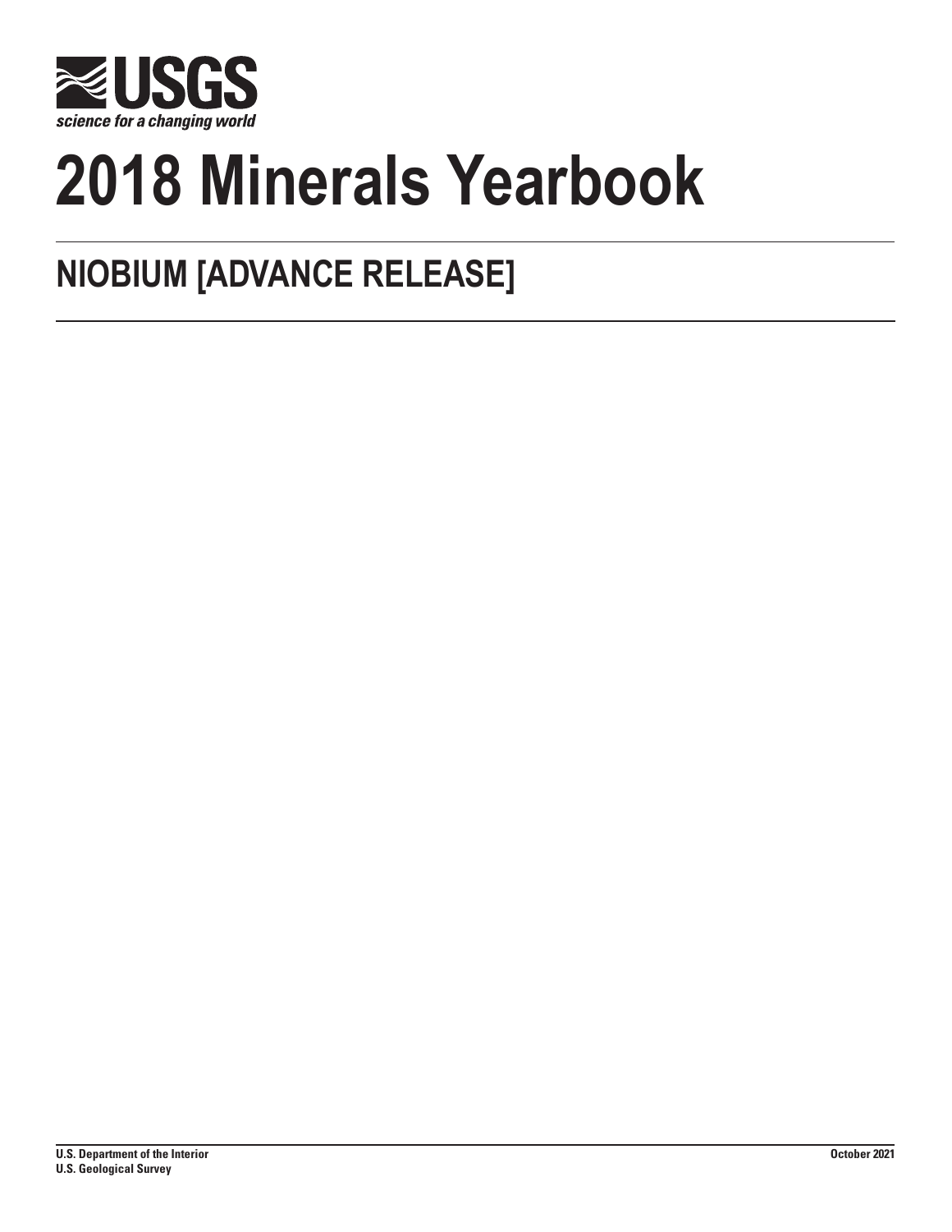USGS

science for a changing world

# 2018 Minerals Yearbook

## NIOBIUM [ADVANCE RELEASE]

U.S. Department of the Interior
U.S. Geological Survey

October 2021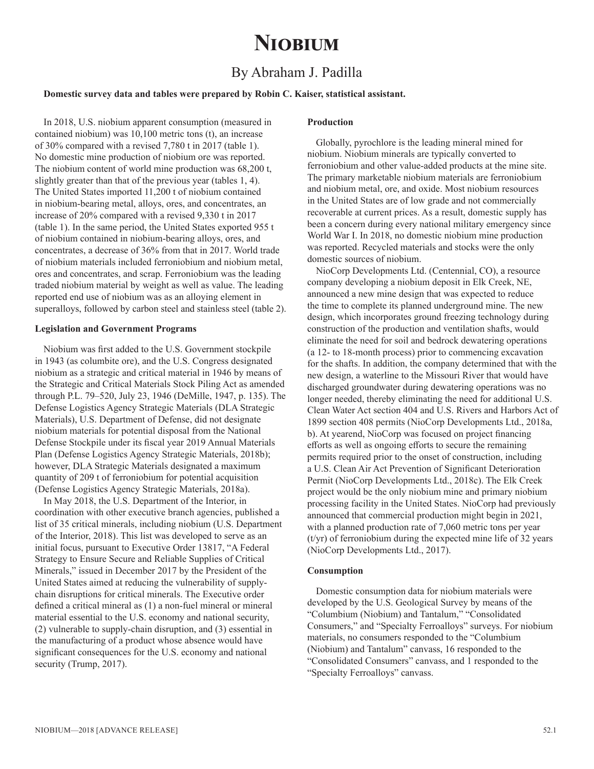# Niobium

## By Abraham J. Padilla

**Domestic survey data and tables were prepared by Robin C. Kaiser, statistical assistant.**

In 2018, U.S. niobium apparent consumption (measured in contained niobium) was 10,100 metric tons (t), an increase of 30% compared with a revised 7,780 t in 2017 (table 1). No domestic mine production of niobium ore was reported. The niobium content of world mine production was 68,200 t, slightly greater than that of the previous year (tables 1, 4). The United States imported 11,200 t of niobium contained in niobium-bearing metal, alloys, ores, and concentrates, an increase of 20% compared with a revised 9,330 t in 2017 (table 1). In the same period, the United States exported 955 t of niobium contained in niobium-bearing alloys, ores, and concentrates, a decrease of 36% from that in 2017. World trade of niobium materials included ferroniobium and niobium metal, ores and concentrates, and scrap. Ferroniobium was the leading traded niobium material by weight as well as value. The leading reported end use of niobium was as an alloying element in superalloys, followed by carbon steel and stainless steel (table 2).

### Legislation and Government Programs

Niobium was first added to the U.S. Government stockpile in 1943 (as columbite ore), and the U.S. Congress designated niobium as a strategic and critical material in 1946 by means of the Strategic and Critical Materials Stock Piling Act as amended through P.L. 79–520, July 23, 1946 (DeMille, 1947, p. 135). The Defense Logistics Agency Strategic Materials (DLA Strategic Materials), U.S. Department of Defense, did not designate niobium materials for potential disposal from the National Defense Stockpile under its fiscal year 2019 Annual Materials Plan (Defense Logistics Agency Strategic Materials, 2018b); however, DLA Strategic Materials designated a maximum quantity of 209 t of ferroniobium for potential acquisition (Defense Logistics Agency Strategic Materials, 2018a).

In May 2018, the U.S. Department of the Interior, in coordination with other executive branch agencies, published a list of 35 critical minerals, including niobium (U.S. Department of the Interior, 2018). This list was developed to serve as an initial focus, pursuant to Executive Order 13817, "A Federal Strategy to Ensure Secure and Reliable Supplies of Critical Minerals," issued in December 2017 by the President of the United States aimed at reducing the vulnerability of supply-chain disruptions for critical minerals. The Executive order defined a critical mineral as (1) a non-fuel mineral or mineral material essential to the U.S. economy and national security, (2) vulnerable to supply-chain disruption, and (3) essential in the manufacturing of a product whose absence would have significant consequences for the U.S. economy and national security (Trump, 2017).

### Production

Globally, pyrochlore is the leading mineral mined for niobium. Niobium minerals are typically converted to ferroniobium and other value-added products at the mine site. The primary marketable niobium materials are ferroniobium and niobium metal, ore, and oxide. Most niobium resources in the United States are of low grade and not commercially recoverable at current prices. As a result, domestic supply has been a concern during every national military emergency since World War I. In 2018, no domestic niobium mine production was reported. Recycled materials and stocks were the only domestic sources of niobium.

NioCorp Developments Ltd. (Centennial, CO), a resource company developing a niobium deposit in Elk Creek, NE, announced a new mine design that was expected to reduce the time to complete its planned underground mine. The new design, which incorporates ground freezing technology during construction of the production and ventilation shafts, would eliminate the need for soil and bedrock dewatering operations (a 12- to 18-month process) prior to commencing excavation for the shafts. In addition, the company determined that with the new design, a waterline to the Missouri River that would have discharged groundwater during dewatering operations was no longer needed, thereby eliminating the need for additional U.S. Clean Water Act section 404 and U.S. Rivers and Harbors Act of 1899 section 408 permits (NioCorp Developments Ltd., 2018a, b). At yearend, NioCorp was focused on project financing efforts as well as ongoing efforts to secure the remaining permits required prior to the onset of construction, including a U.S. Clean Air Act Prevention of Significant Deterioration Permit (NioCorp Developments Ltd., 2018c). The Elk Creek project would be the only niobium mine and primary niobium processing facility in the United States. NioCorp had previously announced that commercial production might begin in 2021, with a planned production rate of 7,060 metric tons per year (t/yr) of ferroniobium during the expected mine life of 32 years (NioCorp Developments Ltd., 2017).

### Consumption

Domestic consumption data for niobium materials were developed by the U.S. Geological Survey by means of the "Columbium (Niobium) and Tantalum," "Consolidated Consumers," and "Specialty Ferroalloys" surveys. For niobium materials, no consumers responded to the "Columbium (Niobium) and Tantalum" canvass, 16 responded to the "Consolidated Consumers" canvass, and 1 responded to the "Specialty Ferroalloys" canvass.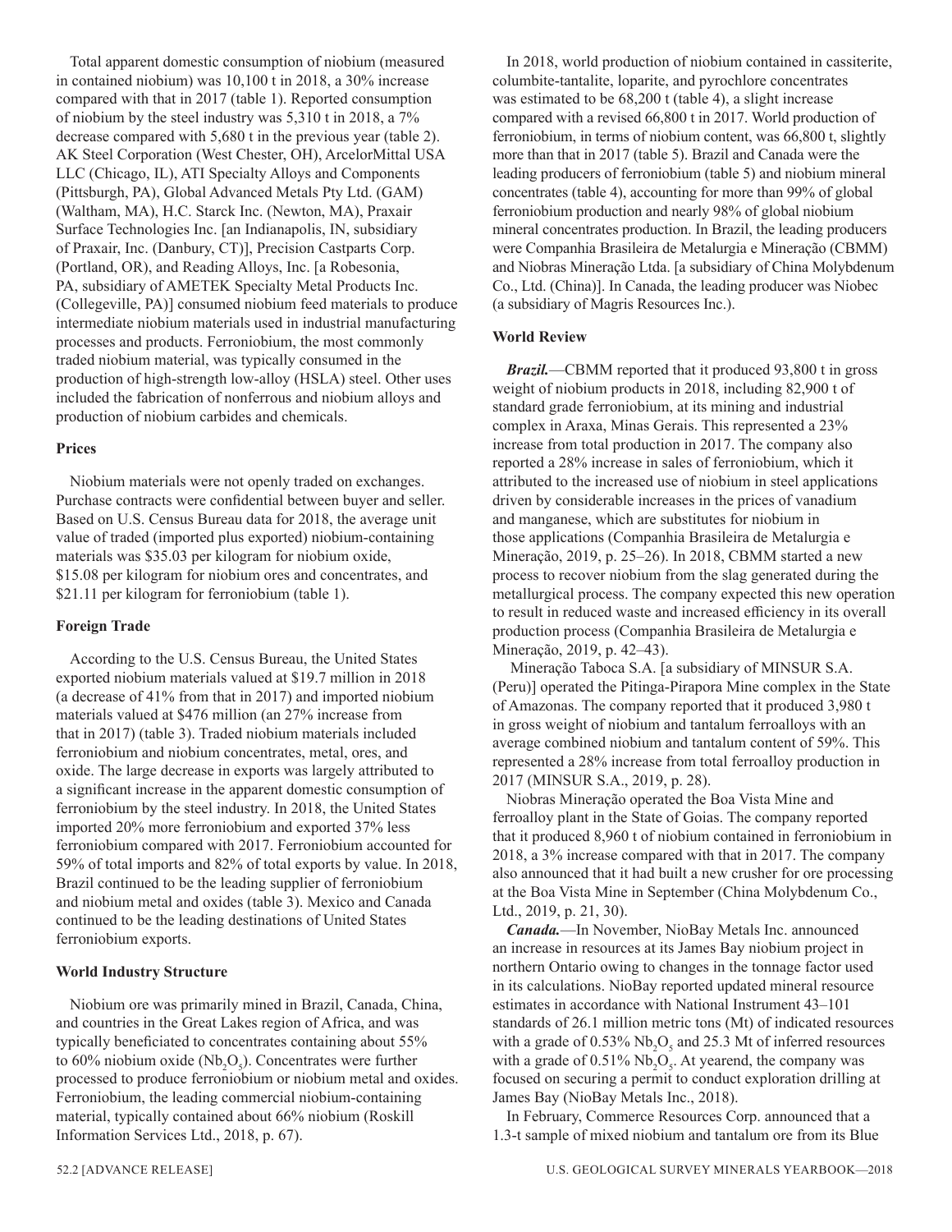Total apparent domestic consumption of niobium (measured in contained niobium) was 10,100 t in 2018, a 30% increase compared with that in 2017 (table 1). Reported consumption of niobium by the steel industry was 5,310 t in 2018, a 7% decrease compared with 5,680 t in the previous year (table 2). AK Steel Corporation (West Chester, OH), ArcelorMittal USA LLC (Chicago, IL), ATI Specialty Alloys and Components (Pittsburgh, PA), Global Advanced Metals Pty Ltd. (GAM) (Waltham, MA), H.C. Starck Inc. (Newton, MA), Praxair Surface Technologies Inc. [an Indianapolis, IN, subsidiary of Praxair, Inc. (Danbury, CT)], Precision Castparts Corp. (Portland, OR), and Reading Alloys, Inc. [a Robesonia, PA, subsidiary of AMETEK Specialty Metal Products Inc. (Collegeville, PA)] consumed niobium feed materials to produce intermediate niobium materials used in industrial manufacturing processes and products. Ferroniobium, the most commonly traded niobium material, was typically consumed in the production of high-strength low-alloy (HSLA) steel. Other uses included the fabrication of nonferrous and niobium alloys and production of niobium carbides and chemicals.

## Prices

Niobium materials were not openly traded on exchanges. Purchase contracts were confidential between buyer and seller. Based on U.S. Census Bureau data for 2018, the average unit value of traded (imported plus exported) niobium-containing materials was $35.03 per kilogram for niobium oxide, $15.08 per kilogram for niobium ores and concentrates, and $21.11 per kilogram for ferroniobium (table 1).

## Foreign Trade

According to the U.S. Census Bureau, the United States exported niobium materials valued at $19.7 million in 2018 (a decrease of 41% from that in 2017) and imported niobium materials valued at $476 million (an 27% increase from that in 2017) (table 3). Traded niobium materials included ferroniobium and niobium concentrates, metal, ores, and oxide. The large decrease in exports was largely attributed to a significant increase in the apparent domestic consumption of ferroniobium by the steel industry. In 2018, the United States imported 20% more ferroniobium and exported 37% less ferroniobium compared with 2017. Ferroniobium accounted for 59% of total imports and 82% of total exports by value. In 2018, Brazil continued to be the leading supplier of ferroniobium and niobium metal and oxides (table 3). Mexico and Canada continued to be the leading destinations of United States ferroniobium exports.

## World Industry Structure

Niobium ore was primarily mined in Brazil, Canada, China, and countries in the Great Lakes region of Africa, and was typically beneficiated to concentrates containing about 55% to 60% niobium oxide ($Nb_2O_5$). Concentrates were further processed to produce ferroniobium or niobium metal and oxides. Ferroniobium, the leading commercial niobium-containing material, typically contained about 66% niobium (Roskill Information Services Ltd., 2018, p. 67).

In 2018, world production of niobium contained in cassiterite, columbite-tantalite, loparite, and pyrochlore concentrates was estimated to be 68,200 t (table 4), a slight increase compared with a revised 66,800 t in 2017. World production of ferroniobium, in terms of niobium content, was 66,800 t, slightly more than that in 2017 (table 5). Brazil and Canada were the leading producers of ferroniobium (table 5) and niobium mineral concentrates (table 4), accounting for more than 99% of global ferroniobium production and nearly 98% of global niobium mineral concentrates production. In Brazil, the leading producers were Companhia Brasileira de Metalurgia e Mineração (CBMM) and Niobras Mineração Ltda. [a subsidiary of China Molybdenum Co., Ltd. (China)]. In Canada, the leading producer was Niobec (a subsidiary of Magris Resources Inc.).

## World Review

***Brazil.***—CBMM reported that it produced 93,800 t in gross weight of niobium products in 2018, including 82,900 t of standard grade ferroniobium, at its mining and industrial complex in Araxa, Minas Gerais. This represented a 23% increase from total production in 2017. The company also reported a 28% increase in sales of ferroniobium, which it attributed to the increased use of niobium in steel applications driven by considerable increases in the prices of vanadium and manganese, which are substitutes for niobium in those applications (Companhia Brasileira de Metalurgia e Mineração, 2019, p. 25–26). In 2018, CBMM started a new process to recover niobium from the slag generated during the metallurgical process. The company expected this new operation to result in reduced waste and increased efficiency in its overall production process (Companhia Brasileira de Metalurgia e Mineração, 2019, p. 42–43).

Mineração Taboca S.A. [a subsidiary of MINSUR S.A. (Peru)] operated the Pitinga-Pirapora Mine complex in the State of Amazonas. The company reported that it produced 3,980 t in gross weight of niobium and tantalum ferroalloys with an average combined niobium and tantalum content of 59%. This represented a 28% increase from total ferroalloy production in 2017 (MINSUR S.A., 2019, p. 28).

Niobras Mineração operated the Boa Vista Mine and ferroalloy plant in the State of Goias. The company reported that it produced 8,960 t of niobium contained in ferroniobium in 2018, a 3% increase compared with that in 2017. The company also announced that it had built a new crusher for ore processing at the Boa Vista Mine in September (China Molybdenum Co., Ltd., 2019, p. 21, 30).

***Canada.***—In November, NioBay Metals Inc. announced an increase in resources at its James Bay niobium project in northern Ontario owing to changes in the tonnage factor used in its calculations. NioBay reported updated mineral resource estimates in accordance with National Instrument 43–101 standards of 26.1 million metric tons (Mt) of indicated resources with a grade of 0.53% $Nb_2O_5$ and 25.3 Mt of inferred resources with a grade of 0.51% $Nb_2O_5$. At yearend, the company was focused on securing a permit to conduct exploration drilling at James Bay (NioBay Metals Inc., 2018).

In February, Commerce Resources Corp. announced that a 1.3-t sample of mixed niobium and tantalum ore from its Blue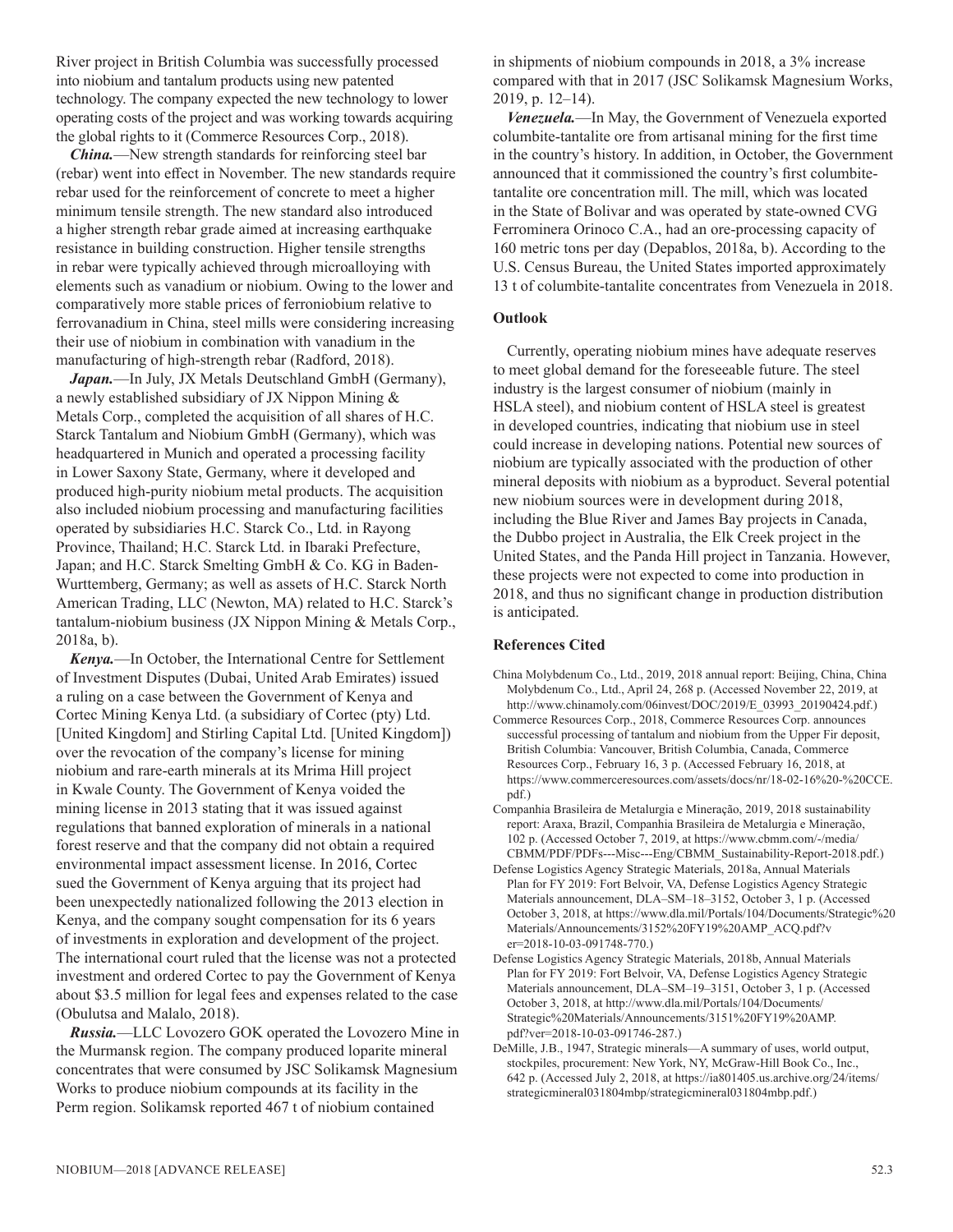River project in British Columbia was successfully processed into niobium and tantalum products using new patented technology. The company expected the new technology to lower operating costs of the project and was working towards acquiring the global rights to it (Commerce Resources Corp., 2018).

***China.***—New strength standards for reinforcing steel bar (rebar) went into effect in November. The new standards require rebar used for the reinforcement of concrete to meet a higher minimum tensile strength. The new standard also introduced a higher strength rebar grade aimed at increasing earthquake resistance in building construction. Higher tensile strengths in rebar were typically achieved through microalloying with elements such as vanadium or niobium. Owing to the lower and comparatively more stable prices of ferroniobium relative to ferrovanadium in China, steel mills were considering increasing their use of niobium in combination with vanadium in the manufacturing of high-strength rebar (Radford, 2018).

***Japan.***—In July, JX Metals Deutschland GmbH (Germany), a newly established subsidiary of JX Nippon Mining & Metals Corp., completed the acquisition of all shares of H.C. Starck Tantalum and Niobium GmbH (Germany), which was headquartered in Munich and operated a processing facility in Lower Saxony State, Germany, where it developed and produced high-purity niobium metal products. The acquisition also included niobium processing and manufacturing facilities operated by subsidiaries H.C. Starck Co., Ltd. in Rayong Province, Thailand; H.C. Starck Ltd. in Ibaraki Prefecture, Japan; and H.C. Starck Smelting GmbH & Co. KG in Baden-Wurttemberg, Germany; as well as assets of H.C. Starck North American Trading, LLC (Newton, MA) related to H.C. Starck's tantalum-niobium business (JX Nippon Mining & Metals Corp., 2018a, b).

***Kenya.***—In October, the International Centre for Settlement of Investment Disputes (Dubai, United Arab Emirates) issued a ruling on a case between the Government of Kenya and Cortec Mining Kenya Ltd. (a subsidiary of Cortec (pty) Ltd. [United Kingdom] and Stirling Capital Ltd. [United Kingdom]) over the revocation of the company's license for mining niobium and rare-earth minerals at its Mrima Hill project in Kwale County. The Government of Kenya voided the mining license in 2013 stating that it was issued against regulations that banned exploration of minerals in a national forest reserve and that the company did not obtain a required environmental impact assessment license. In 2016, Cortec sued the Government of Kenya arguing that its project had been unexpectedly nationalized following the 2013 election in Kenya, and the company sought compensation for its 6 years of investments in exploration and development of the project. The international court ruled that the license was not a protected investment and ordered Cortec to pay the Government of Kenya about $3.5 million for legal fees and expenses related to the case (Obulutsa and Malalo, 2018).

***Russia.***—LLC Lovozero GOK operated the Lovozero Mine in the Murmansk region. The company produced loparite mineral concentrates that were consumed by JSC Solikamsk Magnesium Works to produce niobium compounds at its facility in the Perm region. Solikamsk reported 467 t of niobium contained in shipments of niobium compounds in 2018, a 3% increase compared with that in 2017 (JSC Solikamsk Magnesium Works, 2019, p. 12–14).

***Venezuela.***—In May, the Government of Venezuela exported columbite-tantalite ore from artisanal mining for the first time in the country's history. In addition, in October, the Government announced that it commissioned the country's first columbite-tantalite ore concentration mill. The mill, which was located in the State of Bolivar and was operated by state-owned CVG Ferrominera Orinoco C.A., had an ore-processing capacity of 160 metric tons per day (Depablos, 2018a, b). According to the U.S. Census Bureau, the United States imported approximately 13 t of columbite-tantalite concentrates from Venezuela in 2018.

## Outlook

Currently, operating niobium mines have adequate reserves to meet global demand for the foreseeable future. The steel industry is the largest consumer of niobium (mainly in HSLA steel), and niobium content of HSLA steel is greatest in developed countries, indicating that niobium use in steel could increase in developing nations. Potential new sources of niobium are typically associated with the production of other mineral deposits with niobium as a byproduct. Several potential new niobium sources were in development during 2018, including the Blue River and James Bay projects in Canada, the Dubbo project in Australia, the Elk Creek project in the United States, and the Panda Hill project in Tanzania. However, these projects were not expected to come into production in 2018, and thus no significant change in production distribution is anticipated.

## References Cited

China Molybdenum Co., Ltd., 2019, 2018 annual report: Beijing, China, China Molybdenum Co., Ltd., April 24, 268 p. (Accessed November 22, 2019, at http://www.chinamoly.com/06invest/DOC/2019/E_03993_20190424.pdf.)

Commerce Resources Corp., 2018, Commerce Resources Corp. announces successful processing of tantalum and niobium from the Upper Fir deposit, British Columbia: Vancouver, British Columbia, Canada, Commerce Resources Corp., February 16, 3 p. (Accessed February 16, 2018, at https://www.commerceresources.com/assets/docs/nr/18-02-16%20-%20CCE.pdf.)

Companhia Brasileira de Metalurgia e Mineração, 2019, 2018 sustainability report: Araxa, Brazil, Companhia Brasileira de Metalurgia e Mineração, 102 p. (Accessed October 7, 2019, at https://www.cbmm.com/-/media/CBMM/PDF/PDFs---Misc---Eng/CBMM_Sustainability-Report-2018.pdf.)

Defense Logistics Agency Strategic Materials, 2018a, Annual Materials Plan for FY 2019: Fort Belvoir, VA, Defense Logistics Agency Strategic Materials announcement, DLA–SM–18–3152, October 3, 1 p. (Accessed October 3, 2018, at https://www.dla.mil/Portals/104/Documents/Strategic%20Materials/Announcements/3152%20FY19%20AMP_ACQ.pdf?ver=2018-10-03-091748-770.)

Defense Logistics Agency Strategic Materials, 2018b, Annual Materials Plan for FY 2019: Fort Belvoir, VA, Defense Logistics Agency Strategic Materials announcement, DLA–SM–19–3151, October 3, 1 p. (Accessed October 3, 2018, at http://www.dla.mil/Portals/104/Documents/Strategic%20Materials/Announcements/3151%20FY19%20AMP.pdf?ver=2018-10-03-091746-287.)

DeMille, J.B., 1947, Strategic minerals—A summary of uses, world output, stockpiles, procurement: New York, NY, McGraw-Hill Book Co., Inc., 642 p. (Accessed July 2, 2018, at https://ia801405.us.archive.org/24/items/strategicmineral031804mbp/strategicmineral031804mbp.pdf.)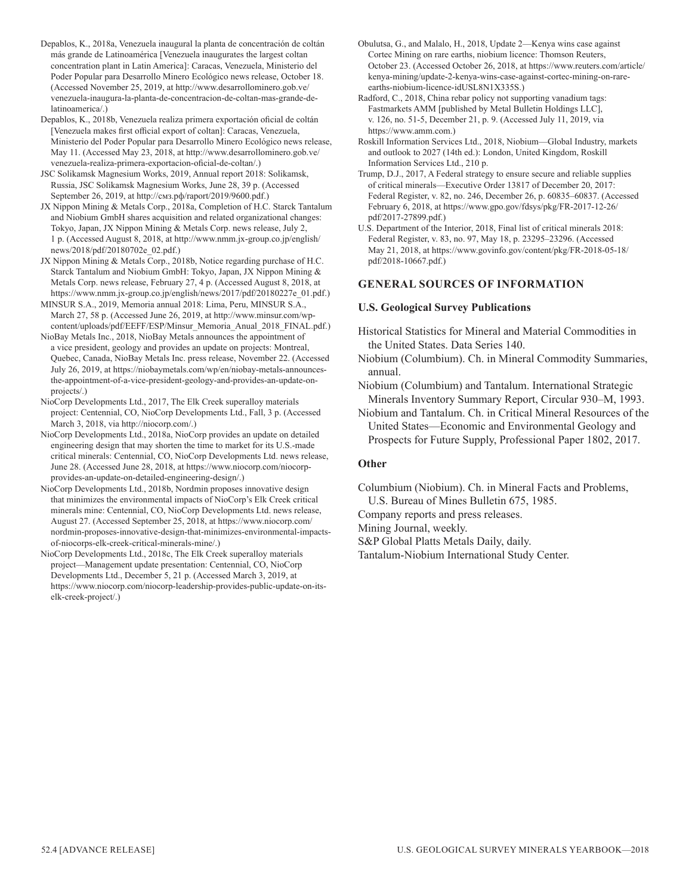Depablos, K., 2018a, Venezuela inaugural la planta de concentración de coltán más grande de Latinoamérica [Venezuela inaugurates the largest coltan concentration plant in Latin America]: Caracas, Venezuela, Ministerio del Poder Popular para Desarrollo Minero Ecológico news release, October 18. (Accessed November 25, 2019, at http://www.desarrollominero.gob.ve/venezuela-inaugura-la-planta-de-concentracion-de-coltan-mas-grande-de-latinoamerica/.)

Depablos, K., 2018b, Venezuela realiza primera exportación oficial de coltán [Venezuela makes first official export of coltan]: Caracas, Venezuela, Ministerio del Poder Popular para Desarrollo Minero Ecológico news release, May 11. (Accessed May 23, 2018, at http://www.desarrollominero.gob.ve/venezuela-realiza-primera-exportacion-oficial-de-coltan/.)

JSC Solikamsk Magnesium Works, 2019, Annual report 2018: Solikamsk, Russia, JSC Solikamsk Magnesium Works, June 28, 39 p. (Accessed September 26, 2019, at http://смз.рф/raport/2019/9600.pdf.)

JX Nippon Mining & Metals Corp., 2018a, Completion of H.C. Starck Tantalum and Niobium GmbH shares acquisition and related organizational changes: Tokyo, Japan, JX Nippon Mining & Metals Corp. news release, July 2, 1 p. (Accessed August 8, 2018, at http://www.nmm.jx-group.co.jp/english/news/2018/pdf/20180702e_02.pdf.)

JX Nippon Mining & Metals Corp., 2018b, Notice regarding purchase of H.C. Starck Tantalum and Niobium GmbH: Tokyo, Japan, JX Nippon Mining & Metals Corp. news release, February 27, 4 p. (Accessed August 8, 2018, at https://www.nmm.jx-group.co.jp/english/news/2017/pdf/20180227e_01.pdf.)

MINSUR S.A., 2019, Memoria annual 2018: Lima, Peru, MINSUR S.A., March 27, 58 p. (Accessed June 26, 2019, at http://www.minsur.com/wp-content/uploads/pdf/EEFF/ESP/Minsur_Memoria_Anual_2018_FINAL.pdf.)

NioBay Metals Inc., 2018, NioBay Metals announces the appointment of a vice president, geology and provides an update on projects: Montreal, Quebec, Canada, NioBay Metals Inc. press release, November 22. (Accessed July 26, 2019, at https://niobaymetals.com/wp/en/niobay-metals-announces-the-appointment-of-a-vice-president-geology-and-provides-an-update-on-projects/.)

NioCorp Developments Ltd., 2017, The Elk Creek superalloy materials project: Centennial, CO, NioCorp Developments Ltd., Fall, 3 p. (Accessed March 3, 2018, via http://niocorp.com/.)

NioCorp Developments Ltd., 2018a, NioCorp provides an update on detailed engineering design that may shorten the time to market for its U.S.-made critical minerals: Centennial, CO, NioCorp Developments Ltd. news release, June 28. (Accessed June 28, 2018, at https://www.niocorp.com/niocorp-provides-an-update-on-detailed-engineering-design/.)

NioCorp Developments Ltd., 2018b, Nordmin proposes innovative design that minimizes the environmental impacts of NioCorp's Elk Creek critical minerals mine: Centennial, CO, NioCorp Developments Ltd. news release, August 27. (Accessed September 25, 2018, at https://www.niocorp.com/nordmin-proposes-innovative-design-that-minimizes-environmental-impacts-of-niocorps-elk-creek-critical-minerals-mine/.)

NioCorp Developments Ltd., 2018c, The Elk Creek superalloy materials project—Management update presentation: Centennial, CO, NioCorp Developments Ltd., December 5, 21 p. (Accessed March 3, 2019, at https://www.niocorp.com/niocorp-leadership-provides-public-update-on-its-elk-creek-project/.)

Obulutsa, G., and Malalo, H., 2018, Update 2—Kenya wins case against Cortec Mining on rare earths, niobium licence: Thomson Reuters, October 23. (Accessed October 26, 2018, at https://www.reuters.com/article/kenya-mining/update-2-kenya-wins-case-against-cortec-mining-on-rare-earths-niobium-licence-idUSL8N1X335S.)

Radford, C., 2018, China rebar policy not supporting vanadium tags: Fastmarkets AMM [published by Metal Bulletin Holdings LLC], v. 126, no. 51-5, December 21, p. 9. (Accessed July 11, 2019, via https://www.amm.com.)

Roskill Information Services Ltd., 2018, Niobium—Global Industry, markets and outlook to 2027 (14th ed.): London, United Kingdom, Roskill Information Services Ltd., 210 p.

Trump, D.J., 2017, A Federal strategy to ensure secure and reliable supplies of critical minerals—Executive Order 13817 of December 20, 2017: Federal Register, v. 82, no. 246, December 26, p. 60835–60837. (Accessed February 6, 2018, at https://www.gpo.gov/fdsys/pkg/FR-2017-12-26/pdf/2017-27899.pdf.)

U.S. Department of the Interior, 2018, Final list of critical minerals 2018: Federal Register, v. 83, no. 97, May 18, p. 23295–23296. (Accessed May 21, 2018, at https://www.govinfo.gov/content/pkg/FR-2018-05-18/pdf/2018-10667.pdf.)

## GENERAL SOURCES OF INFORMATION

### U.S. Geological Survey Publications

Historical Statistics for Mineral and Material Commodities in the United States. Data Series 140.

Niobium (Columbium). Ch. in Mineral Commodity Summaries, annual.

Niobium (Columbium) and Tantalum. International Strategic Minerals Inventory Summary Report, Circular 930–M, 1993.

Niobium and Tantalum. Ch. in Critical Mineral Resources of the United States—Economic and Environmental Geology and Prospects for Future Supply, Professional Paper 1802, 2017.

### Other

Columbium (Niobium). Ch. in Mineral Facts and Problems, U.S. Bureau of Mines Bulletin 675, 1985.

Company reports and press releases.

Mining Journal, weekly.

S&P Global Platts Metals Daily, daily.

Tantalum-Niobium International Study Center.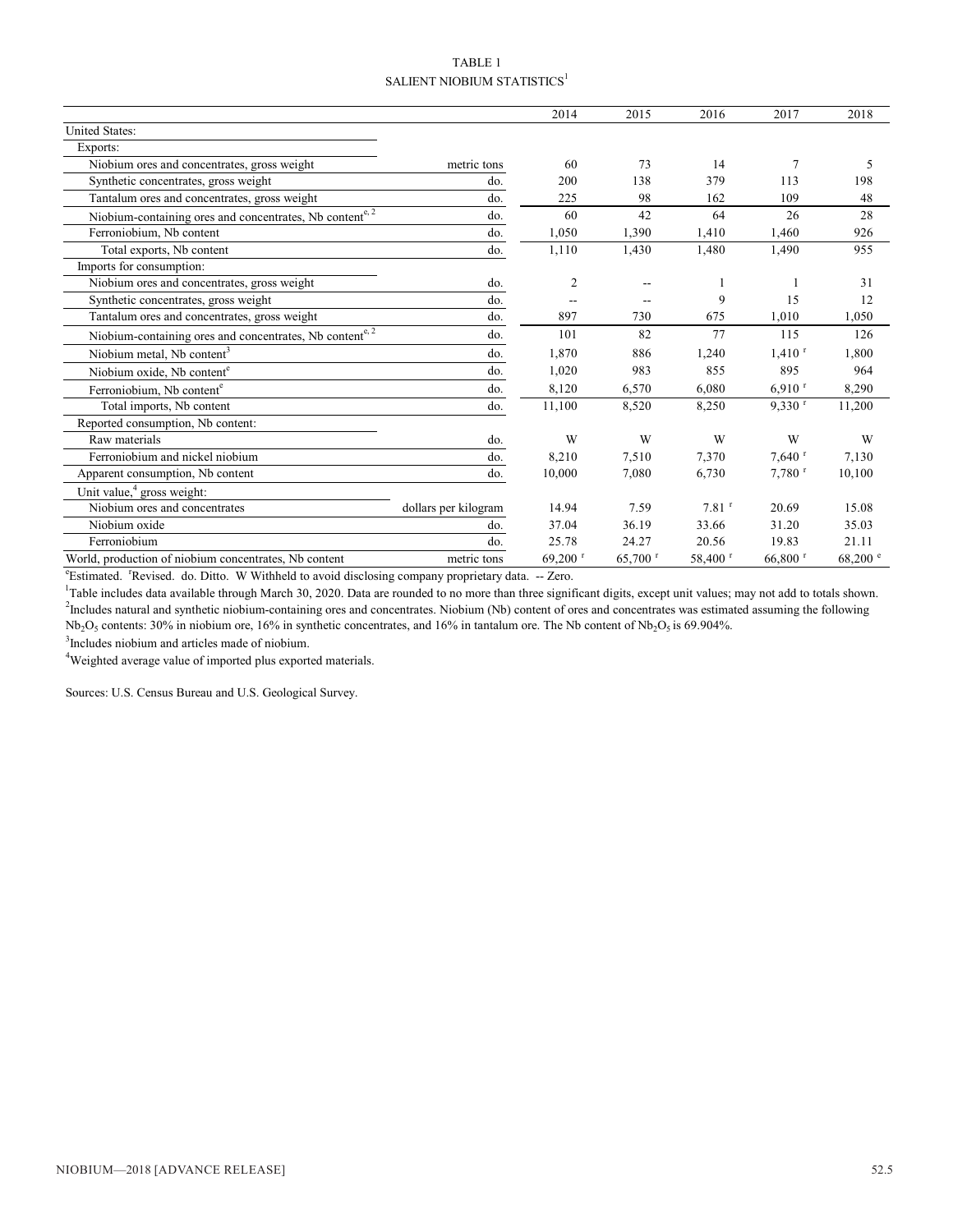TABLE 1

SALIENT NIOBIUM STATISTICS[1]

| | | 2014 | 2015 | 2016 | 2017 | 2018 |
|---|---|---|---|---|---|---|
| United States: | | | | | | |
| Exports: | | | | | | |
| Niobium ores and concentrates, gross weight | metric tons | 60 | 73 | 14 | 7 | 5 |
| Synthetic concentrates, gross weight | do. | 200 | 138 | 379 | 113 | 198 |
| Tantalum ores and concentrates, gross weight | do. | 225 | 98 | 162 | 109 | 48 |
| Niobium-containing ores and concentrates, Nb content[e, 2] | do. | 60 | 42 | 64 | 26 | 28 |
| Ferroniobium, Nb content | do. | 1,050 | 1,390 | 1,410 | 1,460 | 926 |
| Total exports, Nb content | do. | 1,110 | 1,430 | 1,480 | 1,490 | 955 |
| Imports for consumption: | | | | | | |
| Niobium ores and concentrates, gross weight | do. | 2 | -- | 1 | 1 | 31 |
| Synthetic concentrates, gross weight | do. | -- | -- | 9 | 15 | 12 |
| Tantalum ores and concentrates, gross weight | do. | 897 | 730 | 675 | 1,010 | 1,050 |
| Niobium-containing ores and concentrates, Nb content[e, 2] | do. | 101 | 82 | 77 | 115 | 126 |
| Niobium metal, Nb content[3] | do. | 1,870 | 886 | 1,240 | 1,410 [r] | 1,800 |
| Niobium oxide, Nb content[e] | do. | 1,020 | 983 | 855 | 895 | 964 |
| Ferroniobium, Nb content[e] | do. | 8,120 | 6,570 | 6,080 | 6,910 [r] | 8,290 |
| Total imports, Nb content | do. | 11,100 | 8,520 | 8,250 | 9,330 [r] | 11,200 |
| Reported consumption, Nb content: | | | | | | |
| Raw materials | do. | W | W | W | W | W |
| Ferroniobium and nickel niobium | do. | 8,210 | 7,510 | 7,370 | 7,640 [r] | 7,130 |
| Apparent consumption, Nb content | do. | 10,000 | 7,080 | 6,730 | 7,780 [r] | 10,100 |
| Unit value,[4] gross weight: | | | | | | |
| Niobium ores and concentrates | dollars per kilogram | 14.94 | 7.59 | 7.81 [r] | 20.69 | 15.08 |
| Niobium oxide | do. | 37.04 | 36.19 | 33.66 | 31.20 | 35.03 |
| Ferroniobium | do. | 25.78 | 24.27 | 20.56 | 19.83 | 21.11 |
| World, production of niobium concentrates, Nb content | metric tons | 69,200 [r] | 65,700 [r] | 58,400 [r] | 66,800 [r] | 68,200 [e] |

[e]Estimated. [r]Revised. do. Ditto. W Withheld to avoid disclosing company proprietary data. -- Zero.

[1]Table includes data available through March 30, 2020. Data are rounded to no more than three significant digits, except unit values; may not add to totals shown.

[2]Includes natural and synthetic niobium-containing ores and concentrates. Niobium (Nb) content of ores and concentrates was estimated assuming the following $Nb_2O_5$ contents: 30% in niobium ore, 16% in synthetic concentrates, and 16% in tantalum ore. The Nb content of $Nb_2O_5$ is 69.904%.

[3]Includes niobium and articles made of niobium.

[4]Weighted average value of imported plus exported materials.

Sources: U.S. Census Bureau and U.S. Geological Survey.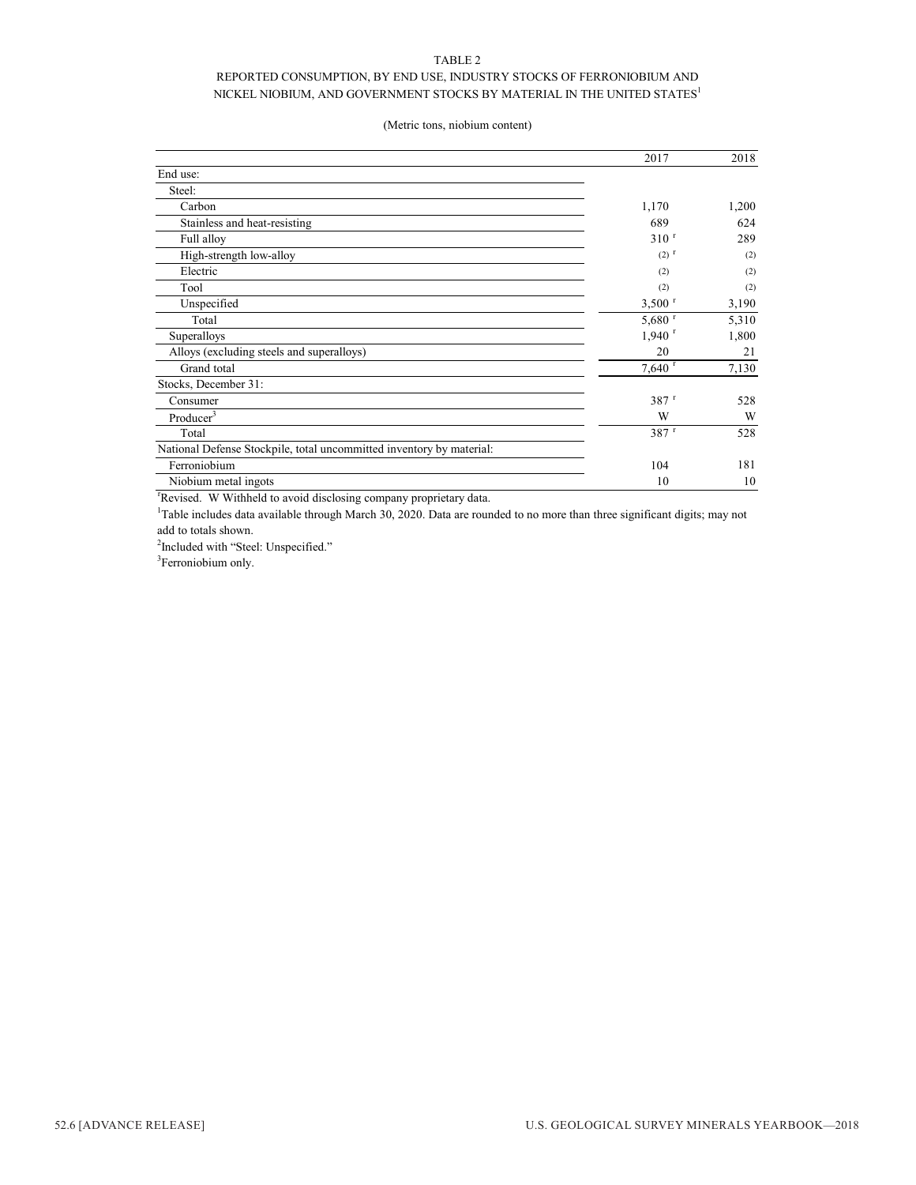TABLE 2

REPORTED CONSUMPTION, BY END USE, INDUSTRY STOCKS OF FERRONIOBIUM AND NICKEL NIOBIUM, AND GOVERNMENT STOCKS BY MATERIAL IN THE UNITED STATES[1]

(Metric tons, niobium content)

| | 2017 | 2018 |
|---|---|---|
| End use: | | |
| Steel: | | |
| Carbon | 1,170 | 1,200 |
| Stainless and heat-resisting | 689 | 624 |
| Full alloy | 310 r | 289 |
| High-strength low-alloy | (2) r | (2) |
| Electric | (2) | (2) |
| Tool | (2) | (2) |
| Unspecified | 3,500 r | 3,190 |
| Total | 5,680 r | 5,310 |
| Superalloys | 1,940 r | 1,800 |
| Alloys (excluding steels and superalloys) | 20 | 21 |
| Grand total | 7,640 r | 7,130 |
| Stocks, December 31: | | |
| Consumer | 387 r | 528 |
| Producer[3] | W | W |
| Total | 387 r | 528 |
| National Defense Stockpile, total uncommitted inventory by material: | | |
| Ferroniobium | 104 | 181 |
| Niobium metal ingots | 10 | 10 |

rRevised. W Withheld to avoid disclosing company proprietary data.

[1]Table includes data available through March 30, 2020. Data are rounded to no more than three significant digits; may not add to totals shown.

[2]Included with "Steel: Unspecified."

[3]Ferroniobium only.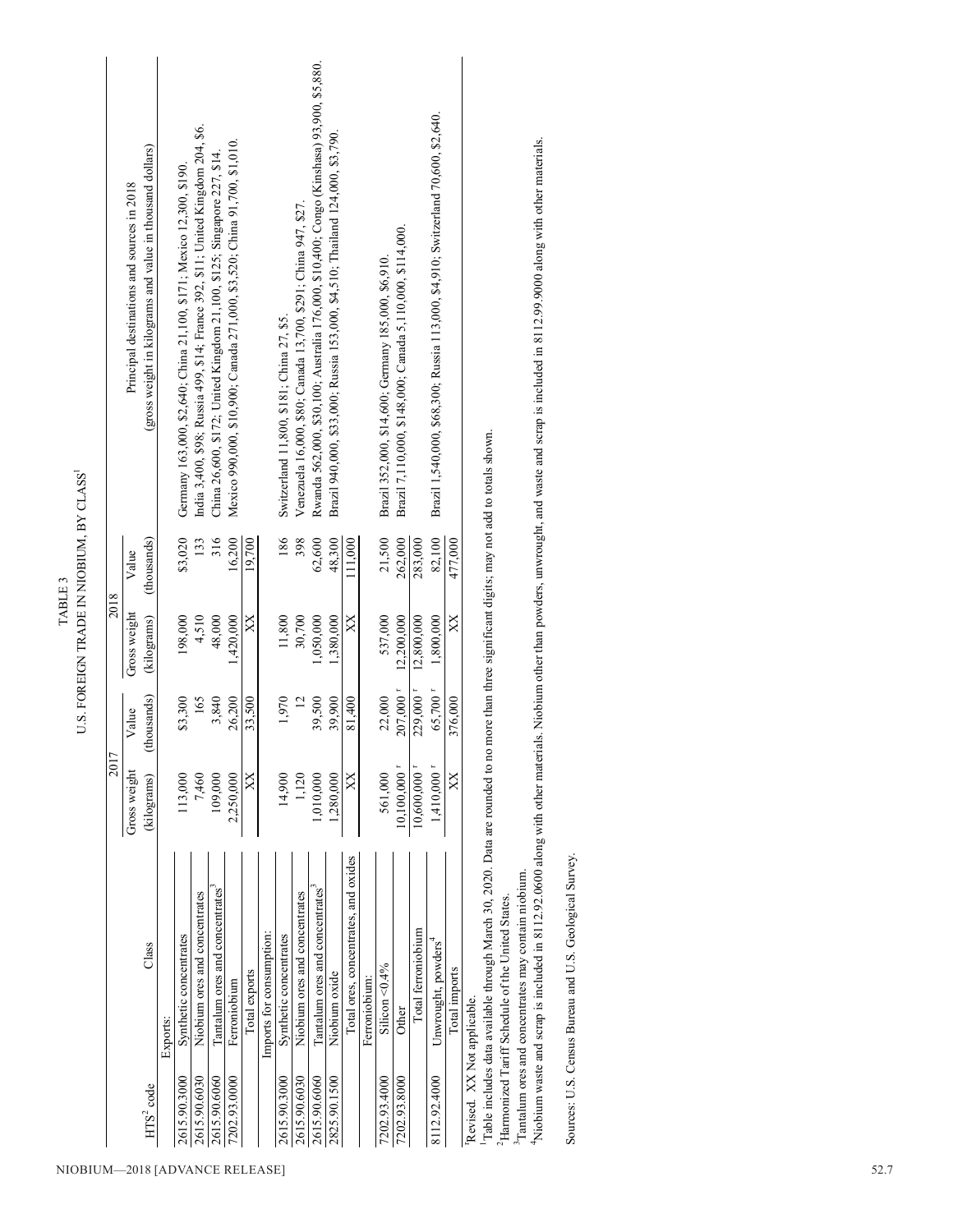## TABLE 3
## U.S. FOREIGN TRADE IN NIOBIUM, BY CLASS[1]

| HTS[2] code | Class | 2017 Gross weight (kilograms) | 2017 Value (thousands) | 2018 Gross weight (kilograms) | 2018 Value (thousands) | Principal destinations and sources in 2018 (gross weight in kilograms and value in thousand dollars) |
|---|---|---|---|---|---|---|
| | Exports: | | | | | |
| 2615.90.3000 | Synthetic concentrates | 113,000 | $3,300 | 198,000 | $3,020 | Germany 163,000, $2,640; China 21,100, $171; Mexico 12,300, $190. |
| 2615.90.6030 | Niobium ores and concentrates | 7,460 | 165 | 4,510 | 133 | India 3,400, $98; Russia 499, $14; France 392, $11; United Kingdom 204, $6. |
| 2615.90.6060 | Tantalum ores and concentrates[3] | 109,000 | 3,840 | 48,000 | 316 | China 26,600, $172; United Kingdom 21,100, $125; Singapore 227, $14. |
| 7202.93.0000 | Ferroniobium | 2,250,000 | 26,200 | 1,420,000 | 16,200 | Mexico 990,000, $10,900; Canada 271,000, $3,520; China 91,700, $1,010. |
| | Total exports | XX | 33,500 | XX | 19,700 | |
| | Imports for consumption: | | | | | |
| 2615.90.3000 | Synthetic concentrates | 14,900 | 1,970 | 11,800 | 186 | Switzerland 11,800, $181; China 27, $5. |
| 2615.90.6030 | Niobium ores and concentrates | 1,120 | 12 | 30,700 | 398 | Venezuela 16,000, $80; Canada 13,700, $291; China 947, $27. |
| 2615.90.6060 | Tantalum ores and concentrates[3] | 1,010,000 | 39,500 | 1,050,000 | 62,600 | Rwanda 562,000, $30,100; Australia 176,000, $10,400; Congo (Kinshasa) 93,900, $5,880. |
| 2825.90.1500 | Niobium oxide | 1,280,000 | 39,900 | 1,380,000 | 48,300 | Brazil 940,000, $33,000; Russia 153,000, $4,510; Thailand 124,000, $3,790. |
| | Total ores, concentrates, and oxides | XX | 81,400 | XX | 111,000 | |
| | Ferroniobium: | | | | | |
| 7202.93.4000 | Silicon <0.4% | 561,000 | 22,000 | 537,000 | 21,500 | Brazil 352,000, $14,600; Germany 185,000, $6,910. |
| 7202.93.8000 | Other | 10,100,000 r | 207,000 r | 12,200,000 | 262,000 | Brazil 7,110,000, $148,000; Canada 5,110,000, $114,000. |
| | Total ferroniobium | 10,600,000 r | 229,000 r | 12,800,000 | 283,000 | |
| 8112.92.4000 | Unwrought, powders[4] | 1,410,000 r | 65,700 r | 1,800,000 | 82,100 | Brazil 1,540,000, $68,300; Russia 113,000, $4,910; Switzerland 70,600, $2,640. |
| | Total imports | XX | 376,000 | XX | 477,000 | |

r Revised. XX Not applicable.

[1] Table includes data available through March 30, 2020. Data are rounded to no more than three significant digits; may not add to totals shown.

[2] Harmonized Tariff Schedule of the United States.

[3] Tantalum ores and concentrates may contain niobium.

[4] Niobium waste and scrap is included in 8112.92.0600 along with other materials. Niobium other than powders, unwrought, and waste and scrap is included in 8112.99.9000 along with other materials.

Sources: U.S. Census Bureau and U.S. Geological Survey.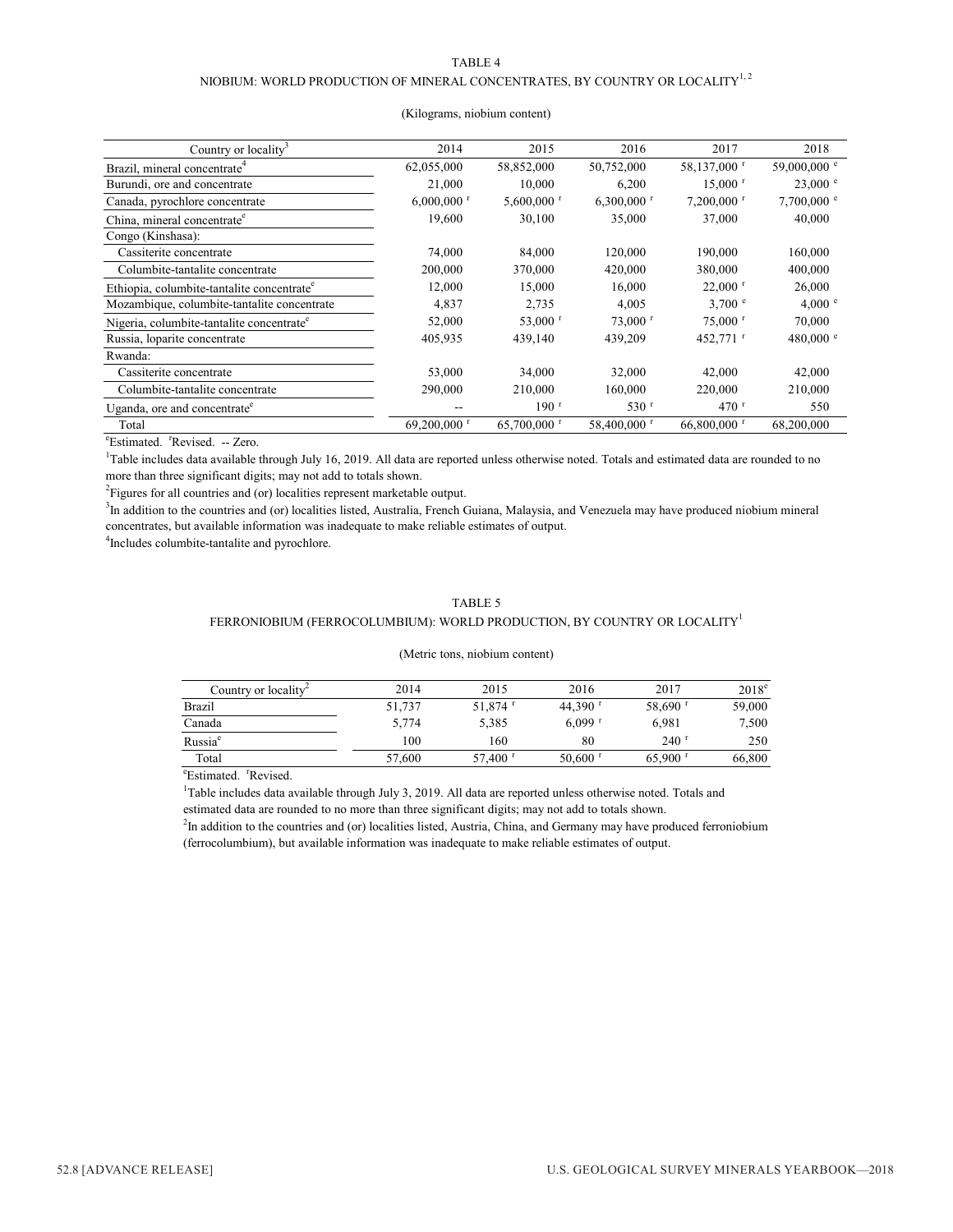TABLE 4

NIOBIUM: WORLD PRODUCTION OF MINERAL CONCENTRATES, BY COUNTRY OR LOCALITY[1, 2]

(Kilograms, niobium content)

| Country or locality[3] | 2014 | 2015 | 2016 | 2017 | 2018 |
|---|---|---|---|---|---|
| Brazil, mineral concentrate[4] | 62,055,000 | 58,852,000 | 50,752,000 | 58,137,000 r | 59,000,000 e |
| Burundi, ore and concentrate | 21,000 | 10,000 | 6,200 | 15,000 r | 23,000 e |
| Canada, pyrochlore concentrate | 6,000,000 r | 5,600,000 r | 6,300,000 r | 7,200,000 r | 7,700,000 e |
| China, mineral concentrate[e] | 19,600 | 30,100 | 35,000 | 37,000 | 40,000 |
| Congo (Kinshasa): | | | | | |
| Cassiterite concentrate | 74,000 | 84,000 | 120,000 | 190,000 | 160,000 |
| Columbite-tantalite concentrate | 200,000 | 370,000 | 420,000 | 380,000 | 400,000 |
| Ethiopia, columbite-tantalite concentrate[e] | 12,000 | 15,000 | 16,000 | 22,000 r | 26,000 |
| Mozambique, columbite-tantalite concentrate | 4,837 | 2,735 | 4,005 | 3,700 e | 4,000 e |
| Nigeria, columbite-tantalite concentrate[e] | 52,000 | 53,000 r | 73,000 r | 75,000 r | 70,000 |
| Russia, loparite concentrate | 405,935 | 439,140 | 439,209 | 452,771 r | 480,000 e |
| Rwanda: | | | | | |
| Cassiterite concentrate | 53,000 | 34,000 | 32,000 | 42,000 | 42,000 |
| Columbite-tantalite concentrate | 290,000 | 210,000 | 160,000 | 220,000 | 210,000 |
| Uganda, ore and concentrate[e] | -- | 190 r | 530 r | 470 r | 550 |
| Total | 69,200,000 r | 65,700,000 r | 58,400,000 r | 66,800,000 r | 68,200,000 |

[e]Estimated. [r]Revised. -- Zero.

[1]Table includes data available through July 16, 2019. All data are reported unless otherwise noted. Totals and estimated data are rounded to no more than three significant digits; may not add to totals shown.

[2]Figures for all countries and (or) localities represent marketable output.

[3]In addition to the countries and (or) localities listed, Australia, French Guiana, Malaysia, and Venezuela may have produced niobium mineral concentrates, but available information was inadequate to make reliable estimates of output.

[4]Includes columbite-tantalite and pyrochlore.

TABLE 5

FERRONIOBIUM (FERROCOLUMBIUM): WORLD PRODUCTION, BY COUNTRY OR LOCALITY[1]

(Metric tons, niobium content)

| Country or locality[2] | 2014 | 2015 | 2016 | 2017 | 2018[e] |
|---|---|---|---|---|---|
| Brazil | 51,737 | 51,874 r | 44,390 r | 58,690 r | 59,000 |
| Canada | 5,774 | 5,385 | 6,099 r | 6,981 | 7,500 |
| Russia[e] | 100 | 160 | 80 | 240 r | 250 |
| Total | 57,600 | 57,400 r | 50,600 r | 65,900 r | 66,800 |

[e]Estimated. [r]Revised.

[1]Table includes data available through July 3, 2019. All data are reported unless otherwise noted. Totals and estimated data are rounded to no more than three significant digits; may not add to totals shown.

[2]In addition to the countries and (or) localities listed, Austria, China, and Germany may have produced ferroniobium (ferrocolumbium), but available information was inadequate to make reliable estimates of output.